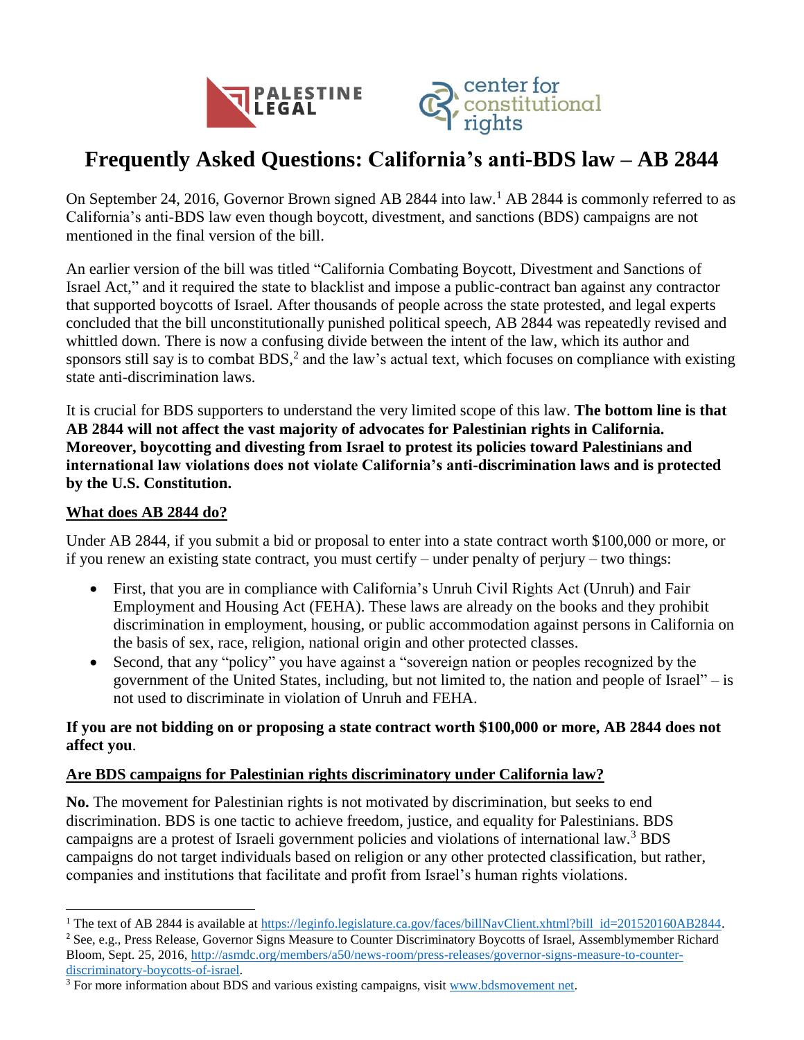PALESTINE LEGAL

center for constitutional rights

# Frequently Asked Questions: California's anti-BDS law – AB 2844

On September 24, 2016, Governor Brown signed AB 2844 into law.[1] AB 2844 is commonly referred to as California's anti-BDS law even though boycott, divestment, and sanctions (BDS) campaigns are not mentioned in the final version of the bill.

An earlier version of the bill was titled "California Combating Boycott, Divestment and Sanctions of Israel Act," and it required the state to blacklist and impose a public-contract ban against any contractor that supported boycotts of Israel. After thousands of people across the state protested, and legal experts concluded that the bill unconstitutionally punished political speech, AB 2844 was repeatedly revised and whittled down. There is now a confusing divide between the intent of the law, which its author and sponsors still say is to combat BDS,[2] and the law's actual text, which focuses on compliance with existing state anti-discrimination laws.

It is crucial for BDS supporters to understand the very limited scope of this law. **The bottom line is that AB 2844 will not affect the vast majority of advocates for Palestinian rights in California. Moreover, boycotting and divesting from Israel to protest its policies toward Palestinians and international law violations does not violate California's anti-discrimination laws and is protected by the U.S. Constitution.**

## What does AB 2844 do?

Under AB 2844, if you submit a bid or proposal to enter into a state contract worth $100,000 or more, or if you renew an existing state contract, you must certify – under penalty of perjury – two things:

- First, that you are in compliance with California's Unruh Civil Rights Act (Unruh) and Fair Employment and Housing Act (FEHA). These laws are already on the books and they prohibit discrimination in employment, housing, or public accommodation against persons in California on the basis of sex, race, religion, national origin and other protected classes.
- Second, that any "policy" you have against a "sovereign nation or peoples recognized by the government of the United States, including, but not limited to, the nation and people of Israel" – is not used to discriminate in violation of Unruh and FEHA.

**If you are not bidding on or proposing a state contract worth $100,000 or more, AB 2844 does not affect you**.

## Are BDS campaigns for Palestinian rights discriminatory under California law?

**No.** The movement for Palestinian rights is not motivated by discrimination, but seeks to end discrimination. BDS is one tactic to achieve freedom, justice, and equality for Palestinians. BDS campaigns are a protest of Israeli government policies and violations of international law.[3] BDS campaigns do not target individuals based on religion or any other protected classification, but rather, companies and institutions that facilitate and profit from Israel's human rights violations.

---

[1] The text of AB 2844 is available at https://leginfo.legislature.ca.gov/faces/billNavClient.xhtml?bill_id=201520160AB2844.

[2] See, e.g., Press Release, Governor Signs Measure to Counter Discriminatory Boycotts of Israel, Assemblymember Richard Bloom, Sept. 25, 2016, http://asmdc.org/members/a50/news-room/press-releases/governor-signs-measure-to-counter-discriminatory-boycotts-of-israel.

[3] For more information about BDS and various existing campaigns, visit www.bdsmovement net.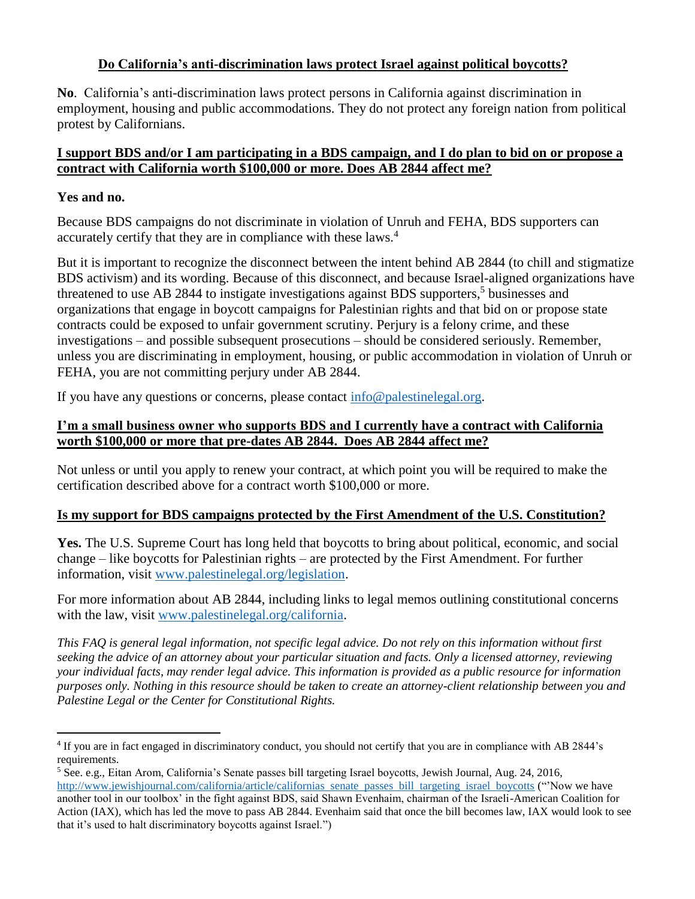**Do California's anti-discrimination laws protect Israel against political boycotts?**

**No**. California's anti-discrimination laws protect persons in California against discrimination in employment, housing and public accommodations. They do not protect any foreign nation from political protest by Californians.

**I support BDS and/or I am participating in a BDS campaign, and I do plan to bid on or propose a contract with California worth $100,000 or more. Does AB 2844 affect me?**

**Yes and no.**

Because BDS campaigns do not discriminate in violation of Unruh and FEHA, BDS supporters can accurately certify that they are in compliance with these laws.[4]

But it is important to recognize the disconnect between the intent behind AB 2844 (to chill and stigmatize BDS activism) and its wording. Because of this disconnect, and because Israel-aligned organizations have threatened to use AB 2844 to instigate investigations against BDS supporters,[5] businesses and organizations that engage in boycott campaigns for Palestinian rights and that bid on or propose state contracts could be exposed to unfair government scrutiny. Perjury is a felony crime, and these investigations – and possible subsequent prosecutions – should be considered seriously. Remember, unless you are discriminating in employment, housing, or public accommodation in violation of Unruh or FEHA, you are not committing perjury under AB 2844.

If you have any questions or concerns, please contact info@palestinelegal.org.

**I'm a small business owner who supports BDS and I currently have a contract with California worth $100,000 or more that pre-dates AB 2844. Does AB 2844 affect me?**

Not unless or until you apply to renew your contract, at which point you will be required to make the certification described above for a contract worth $100,000 or more.

**Is my support for BDS campaigns protected by the First Amendment of the U.S. Constitution?**

**Yes.** The U.S. Supreme Court has long held that boycotts to bring about political, economic, and social change – like boycotts for Palestinian rights – are protected by the First Amendment. For further information, visit www.palestinelegal.org/legislation.

For more information about AB 2844, including links to legal memos outlining constitutional concerns with the law, visit www.palestinelegal.org/california.

*This FAQ is general legal information, not specific legal advice. Do not rely on this information without first seeking the advice of an attorney about your particular situation and facts. Only a licensed attorney, reviewing your individual facts, may render legal advice. This information is provided as a public resource for information purposes only. Nothing in this resource should be taken to create an attorney-client relationship between you and Palestine Legal or the Center for Constitutional Rights.*

---

[4] If you are in fact engaged in discriminatory conduct, you should not certify that you are in compliance with AB 2844's requirements.

[5] See. e.g., Eitan Arom, California's Senate passes bill targeting Israel boycotts, Jewish Journal, Aug. 24, 2016, http://www.jewishjournal.com/california/article/californias_senate_passes_bill_targeting_israel_boycotts ("'Now we have another tool in our toolbox' in the fight against BDS, said Shawn Evenhaim, chairman of the Israeli-American Coalition for Action (IAX), which has led the move to pass AB 2844. Evenhaim said that once the bill becomes law, IAX would look to see that it's used to halt discriminatory boycotts against Israel.")